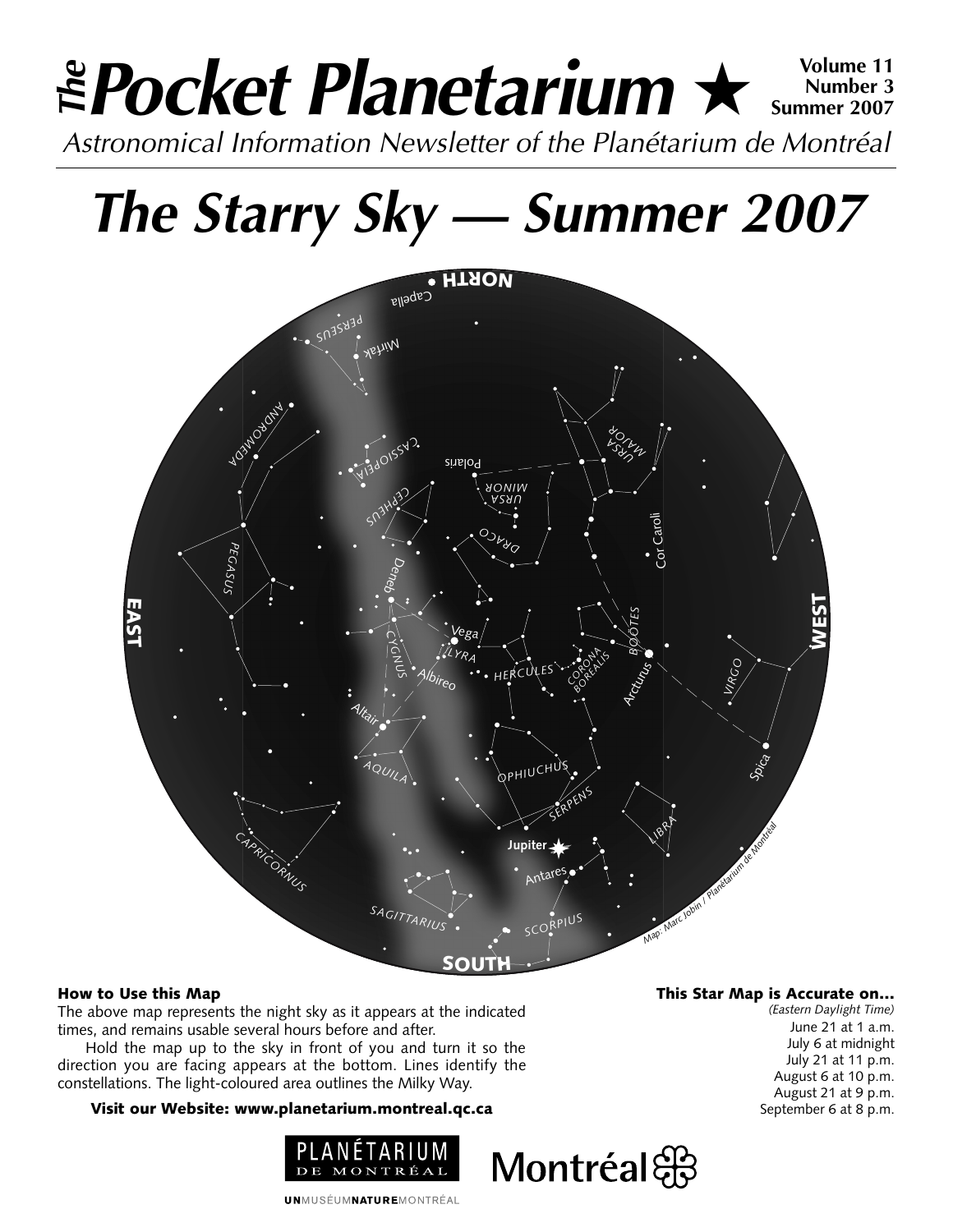# *The* Pocket Planetarium ★

**Volume 11**
**Number 3**
**Summer 2007**

*Astronomical Information Newsletter of the Planétarium de Montréal*

# *The Starry Sky — Summer 2007*

NORTH, EAST, WEST, SOUTH

Capella, PERSEUS, Mirfak, ANDROMEDA, CASSIOPEIA, Polaris, URSA MINOR, URSA MAJOR, CEPHEUS, DRACO, Cor Caroli, PEGASUS, Deneb, Vega, LYRA, CYGNUS, Albireo, HERCULES, CORONA BOREALIS, BOÖTES, Arcturus, VIRGO, Altair, AQUILA, OPHIUCHUS, SERPENS, Spica, LIBRA, CAPRICORNUS, Jupiter, Antares, SAGITTARIUS, SCORPIUS

Map: Marc Jobin / Planétarium de Montréal

### How to Use this Map

The above map represents the night sky as it appears at the indicated times, and remains usable several hours before and after.

Hold the map up to the sky in front of you and turn it so the direction you are facing appears at the bottom. Lines identify the constellations. The light-coloured area outlines the Milky Way.

**Visit our Website: www.planetarium.montreal.qc.ca**

### This Star Map is Accurate on...

*(Eastern Daylight Time)*

June 21 at 1 a.m.
July 6 at midnight
July 21 at 11 p.m.
August 6 at 10 p.m.
August 21 at 9 p.m.
September 6 at 8 p.m.

PLANÉTARIUM DE MONTRÉAL

Montréal

UNMUSÉUMNATUREMONTRÉAL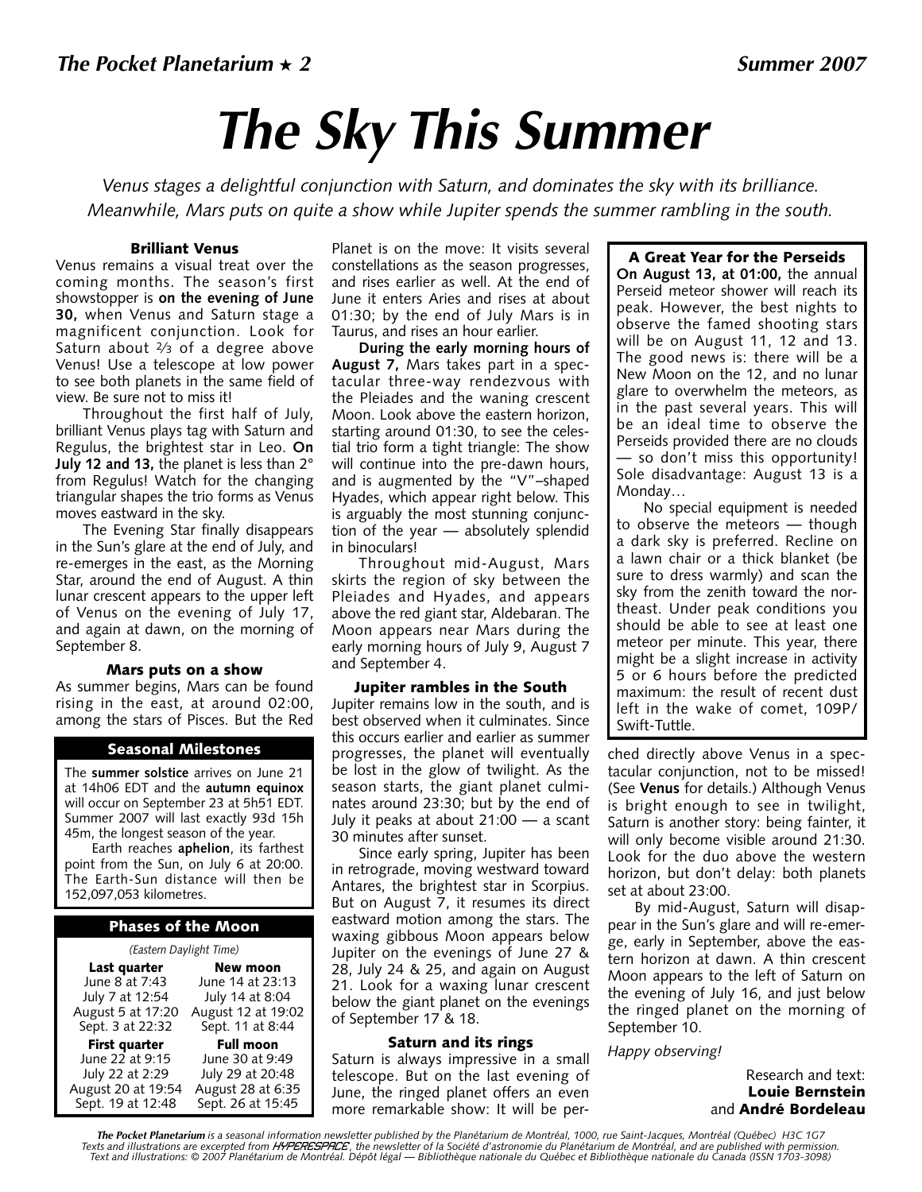# The Sky This Summer

*Venus stages a delightful conjunction with Saturn, and dominates the sky with its brilliance. Meanwhile, Mars puts on quite a show while Jupiter spends the summer rambling in the south.*

### Brilliant Venus

Venus remains a visual treat over the coming months. The season's first showstopper is **on the evening of June 30,** when Venus and Saturn stage a magnificent conjunction. Look for Saturn about ⅔ of a degree above Venus! Use a telescope at low power to see both planets in the same field of view. Be sure not to miss it!

Throughout the first half of July, brilliant Venus plays tag with Saturn and Regulus, the brightest star in Leo. **On July 12 and 13,** the planet is less than 2° from Regulus! Watch for the changing triangular shapes the trio forms as Venus moves eastward in the sky.

The Evening Star finally disappears in the Sun's glare at the end of July, and re-emerges in the east, as the Morning Star, around the end of August. A thin lunar crescent appears to the upper left of Venus on the evening of July 17, and again at dawn, on the morning of September 8.

### Mars puts on a show

As summer begins, Mars can be found rising in the east, at around 02:00, among the stars of Pisces. But the Red Planet is on the move: It visits several constellations as the season progresses, and rises earlier as well. At the end of June it enters Aries and rises at about 01:30; by the end of July Mars is in Taurus, and rises an hour earlier.

**During the early morning hours of August 7,** Mars takes part in a spectacular three-way rendezvous with the Pleiades and the waning crescent Moon. Look above the eastern horizon, starting around 01:30, to see the celestial trio form a tight triangle: The show will continue into the pre-dawn hours, and is augmented by the "V"–shaped Hyades, which appear right below. This is arguably the most stunning conjunction of the year — absolutely splendid in binoculars!

Throughout mid-August, Mars skirts the region of sky between the Pleiades and Hyades, and appears above the red giant star, Aldebaran. The Moon appears near Mars during the early morning hours of July 9, August 7 and September 4.

### Jupiter rambles in the South

Jupiter remains low in the south, and is best observed when it culminates. Since this occurs earlier and earlier as summer progresses, the planet will eventually be lost in the glow of twilight. As the season starts, the giant planet culminates around 23:30; but by the end of July it peaks at about 21:00 — a scant 30 minutes after sunset.

Since early spring, Jupiter has been in retrograde, moving westward toward Antares, the brightest star in Scorpius. But on August 7, it resumes its direct eastward motion among the stars. The waxing gibbous Moon appears below Jupiter on the evenings of June 27 & 28, July 24 & 25, and again on August 21. Look for a waxing lunar crescent below the giant planet on the evenings of September 17 & 18.

### Saturn and its rings

Saturn is always impressive in a small telescope. But on the last evening of June, the ringed planet offers an even more remarkable show: It will be perched directly above Venus in a spectacular conjunction, not to be missed! (See **Venus** for details.) Although Venus is bright enough to see in twilight, Saturn is another story: being fainter, it will only become visible around 21:30. Look for the duo above the western horizon, but don't delay: both planets set at about 23:00.

By mid-August, Saturn will disappear in the Sun's glare and will re-emerge, early in September, above the eastern horizon at dawn. A thin crescent Moon appears to the left of Saturn on the evening of July 16, and just below the ringed planet on the morning of September 10.

*Happy observing!*

Research and text:
**Louie Bernstein**
and **André Bordeleau**

### A Great Year for the Perseids

**On August 13, at 01:00,** the annual Perseid meteor shower will reach its peak. However, the best nights to observe the famed shooting stars will be on August 11, 12 and 13. The good news is: there will be a New Moon on the 12, and no lunar glare to overwhelm the meteors, as in the past several years. This will be an ideal time to observe the Perseids provided there are no clouds — so don't miss this opportunity! Sole disadvantage: August 13 is a Monday…

No special equipment is needed to observe the meteors — though a dark sky is preferred. Recline on a lawn chair or a thick blanket (be sure to dress warmly) and scan the sky from the zenith toward the northeast. Under peak conditions you should be able to see at least one meteor per minute. This year, there might be a slight increase in activity 5 or 6 hours before the predicted maximum: the result of recent dust left in the wake of comet, 109P/Swift-Tuttle.

### Seasonal Milestones

The **summer solstice** arrives on June 21 at 14h06 EDT and the **autumn equinox** will occur on September 23 at 5h51 EDT. Summer 2007 will last exactly 93d 15h 45m, the longest season of the year.

Earth reaches **aphelion**, its farthest point from the Sun, on July 6 at 20:00. The Earth-Sun distance will then be 152,097,053 kilometres.

### Phases of the Moon

*(Eastern Daylight Time)*

| Last quarter | New moon |
|---|---|
| June 8 at 7:43 | June 14 at 23:13 |
| July 7 at 12:54 | July 14 at 8:04 |
| August 5 at 17:20 | August 12 at 19:02 |
| Sept. 3 at 22:32 | Sept. 11 at 8:44 |
| **First quarter** | **Full moon** |
| June 22 at 9:15 | June 30 at 9:49 |
| July 22 at 2:29 | July 29 at 20:48 |
| August 20 at 19:54 | August 28 at 6:35 |
| Sept. 19 at 12:48 | Sept. 26 at 15:45 |

*The Pocket Planetarium is a seasonal information newsletter published by the Planétarium de Montréal, 1000, rue Saint-Jacques, Montréal (Québec) H3C 1G7*
*Texts and illustrations are excerpted from HYPERESPACE, the newsletter of la Société d'astronomie du Planétarium de Montréal, and are published with permission.*
*Text and illustrations: © 2007 Planétarium de Montréal. Dépôt légal — Bibliothèque nationale du Québec et Bibliothèque nationale du Canada (ISSN 1703-3098)*